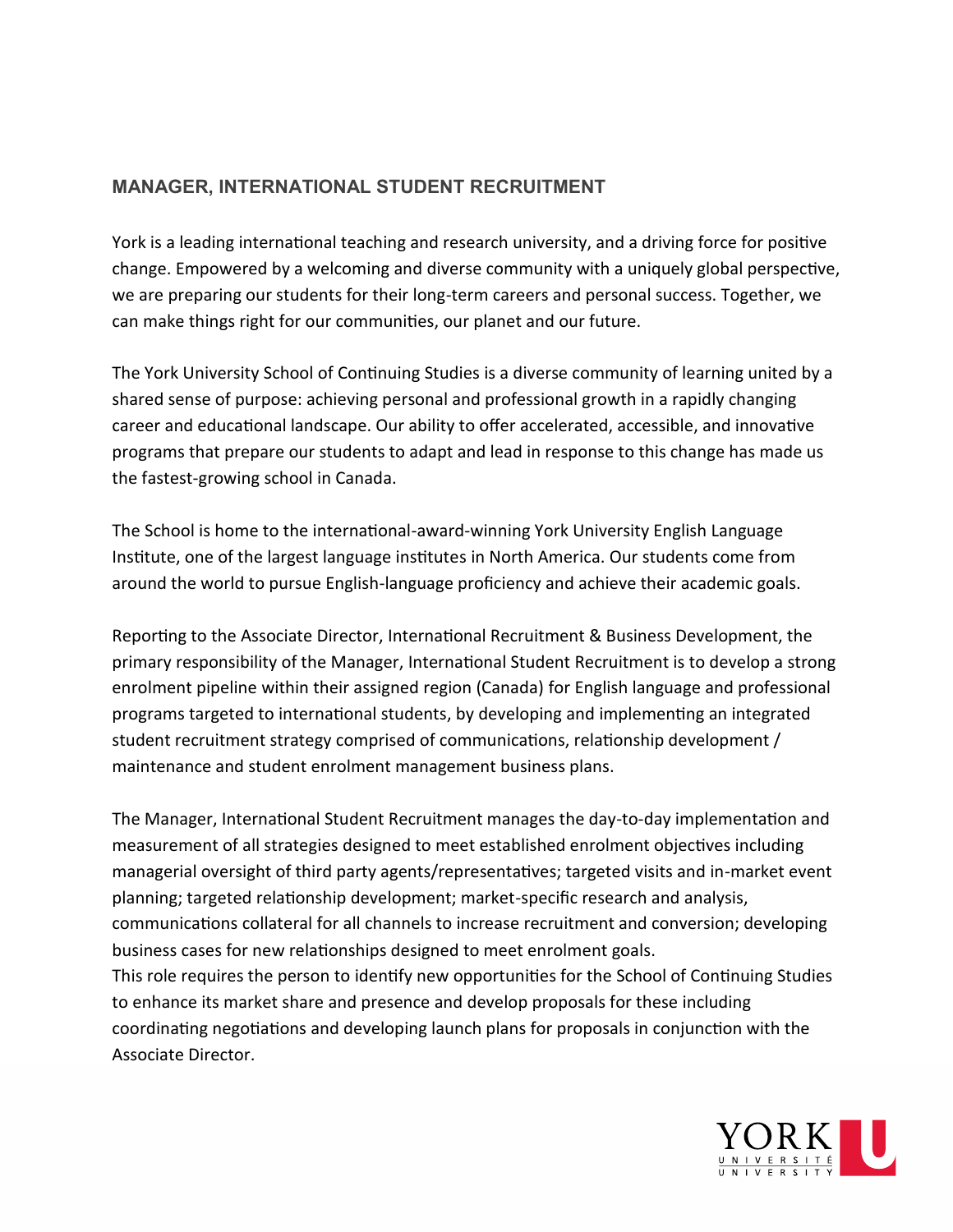## MANAGER, INTERNATIONAL STUDENT RECRUITMENT

York is a leading international teaching and research university, and a driving force for positive change. Empowered by a welcoming and diverse community with a uniquely global perspective, we are preparing our students for their long-term careers and personal success. Together, we can make things right for our communities, our planet and our future.

The York University School of Continuing Studies is a diverse community of learning united by a shared sense of purpose: achieving personal and professional growth in a rapidly changing career and educational landscape. Our ability to offer accelerated, accessible, and innovative programs that prepare our students to adapt and lead in response to this change has made us the fastest-growing school in Canada.

The School is home to the international-award-winning York University English Language Institute, one of the largest language institutes in North America. Our students come from around the world to pursue English-language proficiency and achieve their academic goals.

Reporting to the Associate Director, International Recruitment & Business Development, the primary responsibility of the Manager, International Student Recruitment is to develop a strong enrolment pipeline within their assigned region (Canada) for English language and professional programs targeted to international students, by developing and implementing an integrated student recruitment strategy comprised of communications, relationship development / maintenance and student enrolment management business plans.

The Manager, International Student Recruitment manages the day-to-day implementation and measurement of all strategies designed to meet established enrolment objectives including managerial oversight of third party agents/representatives; targeted visits and in-market event planning; targeted relationship development; market-specific research and analysis, communications collateral for all channels to increase recruitment and conversion; developing business cases for new relationships designed to meet enrolment goals.
This role requires the person to identify new opportunities for the School of Continuing Studies to enhance its market share and presence and develop proposals for these including coordinating negotiations and developing launch plans for proposals in conjunction with the Associate Director.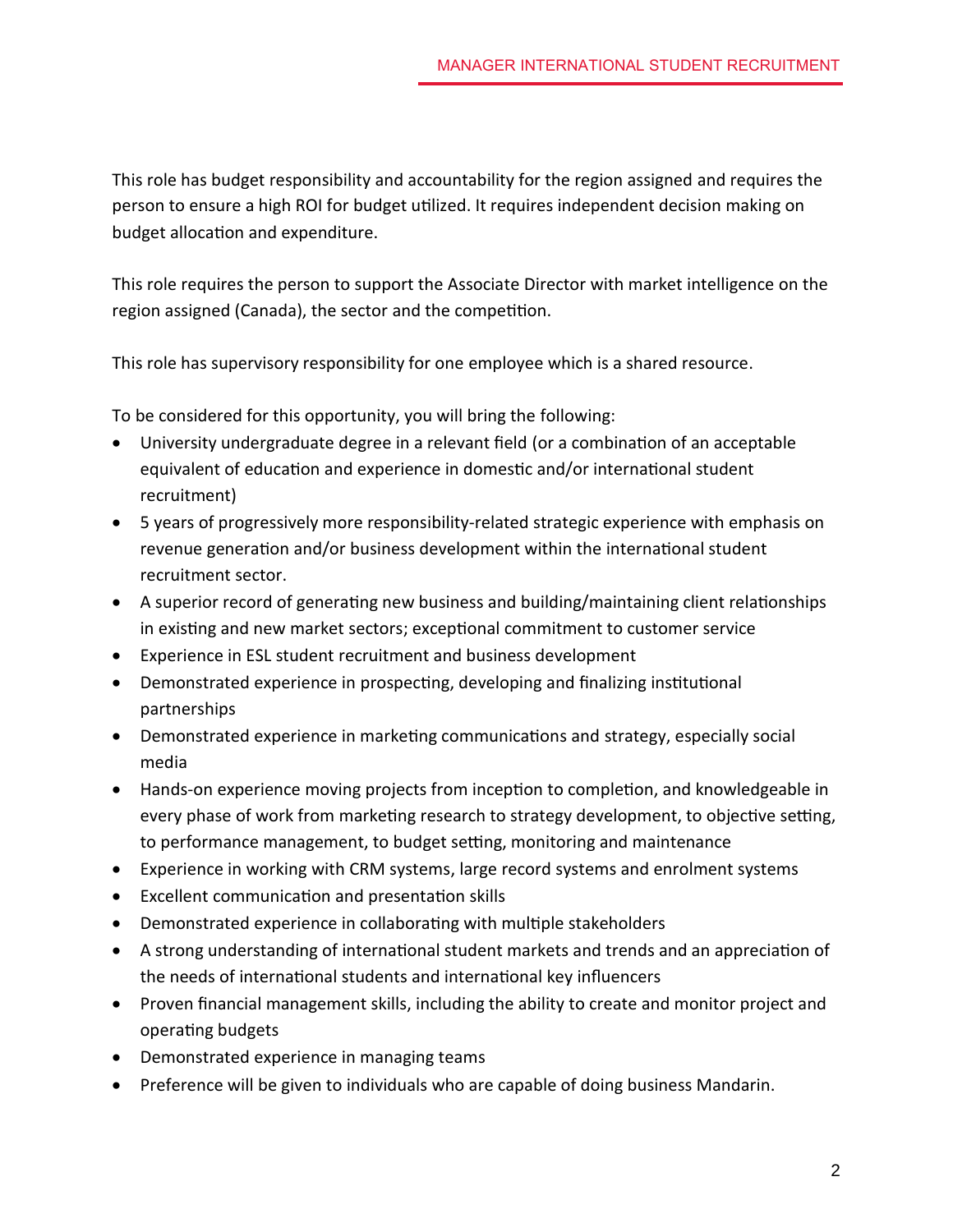This role has budget responsibility and accountability for the region assigned and requires the person to ensure a high ROI for budget utilized. It requires independent decision making on budget allocation and expenditure.

This role requires the person to support the Associate Director with market intelligence on the region assigned (Canada), the sector and the competition.

This role has supervisory responsibility for one employee which is a shared resource.

To be considered for this opportunity, you will bring the following:

- University undergraduate degree in a relevant field (or a combination of an acceptable equivalent of education and experience in domestic and/or international student recruitment)
- 5 years of progressively more responsibility-related strategic experience with emphasis on revenue generation and/or business development within the international student recruitment sector.
- A superior record of generating new business and building/maintaining client relationships in existing and new market sectors; exceptional commitment to customer service
- Experience in ESL student recruitment and business development
- Demonstrated experience in prospecting, developing and finalizing institutional partnerships
- Demonstrated experience in marketing communications and strategy, especially social media
- Hands-on experience moving projects from inception to completion, and knowledgeable in every phase of work from marketing research to strategy development, to objective setting, to performance management, to budget setting, monitoring and maintenance
- Experience in working with CRM systems, large record systems and enrolment systems
- Excellent communication and presentation skills
- Demonstrated experience in collaborating with multiple stakeholders
- A strong understanding of international student markets and trends and an appreciation of the needs of international students and international key influencers
- Proven financial management skills, including the ability to create and monitor project and operating budgets
- Demonstrated experience in managing teams
- Preference will be given to individuals who are capable of doing business Mandarin.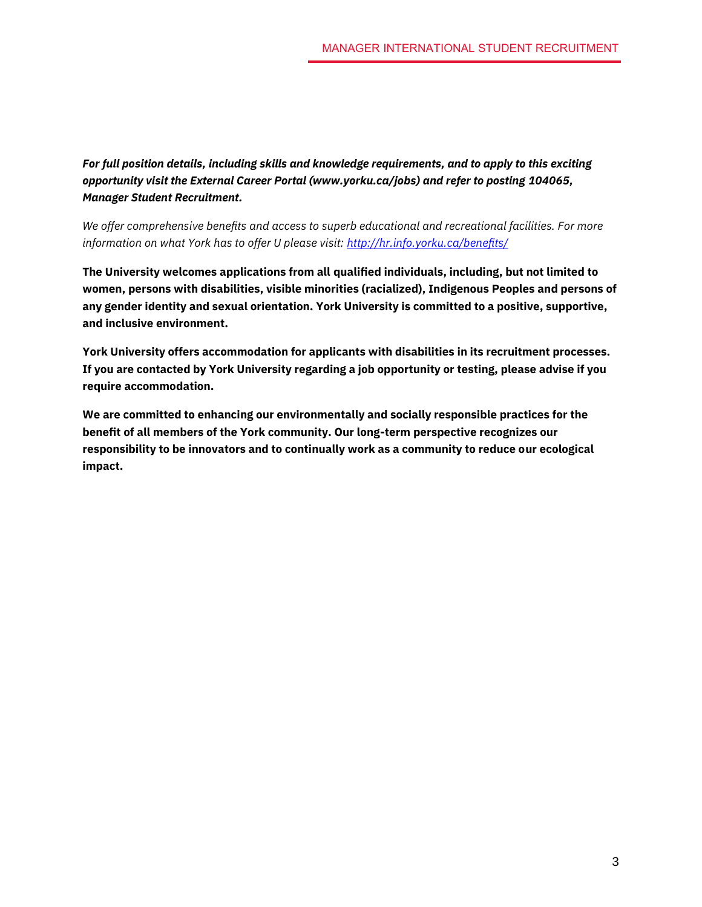***For full position details, including skills and knowledge requirements, and to apply to this exciting opportunity visit the External Career Portal (www.yorku.ca/jobs) and refer to posting 104065, Manager Student Recruitment.***

*We offer comprehensive benefits and access to superb educational and recreational facilities. For more information on what York has to offer U please visit: [http://hr.info.yorku.ca/benefits/](http://hr.info.yorku.ca/benefits/)*

**The University welcomes applications from all qualified individuals, including, but not limited to women, persons with disabilities, visible minorities (racialized), Indigenous Peoples and persons of any gender identity and sexual orientation. York University is committed to a positive, supportive, and inclusive environment.**

**York University offers accommodation for applicants with disabilities in its recruitment processes. If you are contacted by York University regarding a job opportunity or testing, please advise if you require accommodation.**

**We are committed to enhancing our environmentally and socially responsible practices for the benefit of all members of the York community. Our long-term perspective recognizes our responsibility to be innovators and to continually work as a community to reduce our ecological impact.**